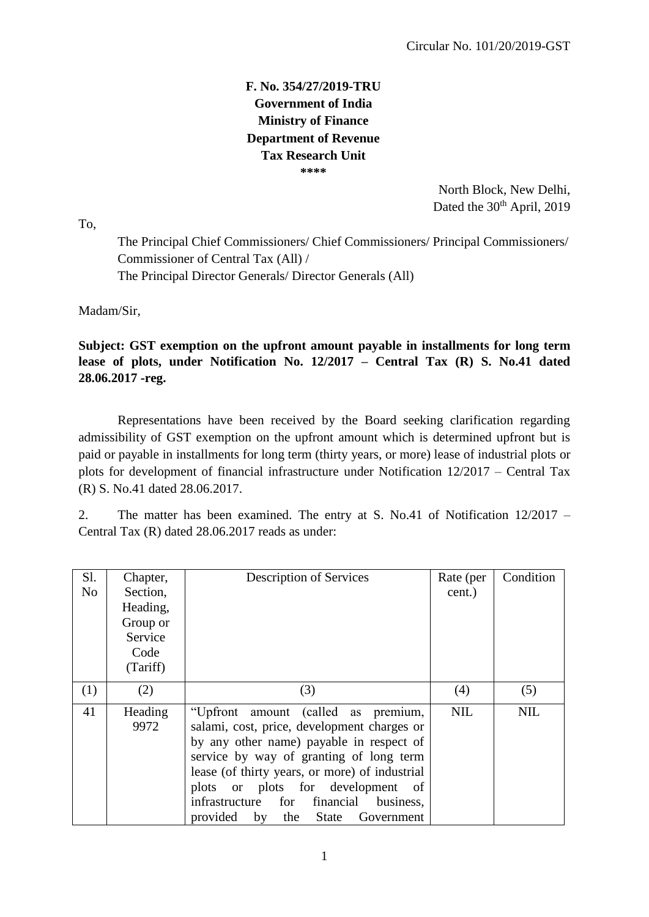Circular No. 101/20/2019-GST

**F. No. 354/27/2019-TRU**
**Government of India**
**Ministry of Finance**
**Department of Revenue**
**Tax Research Unit**
**\*\*\*\***

North Block, New Delhi,
Dated the 30th April, 2019

To,

The Principal Chief Commissioners/ Chief Commissioners/ Principal Commissioners/ Commissioner of Central Tax (All) /
The Principal Director Generals/ Director Generals (All)

Madam/Sir,

**Subject: GST exemption on the upfront amount payable in installments for long term lease of plots, under Notification No. 12/2017 – Central Tax (R) S. No.41 dated 28.06.2017 -reg.**

Representations have been received by the Board seeking clarification regarding admissibility of GST exemption on the upfront amount which is determined upfront but is paid or payable in installments for long term (thirty years, or more) lease of industrial plots or plots for development of financial infrastructure under Notification 12/2017 – Central Tax (R) S. No.41 dated 28.06.2017.

2. The matter has been examined. The entry at S. No.41 of Notification 12/2017 – Central Tax (R) dated 28.06.2017 reads as under:

| Sl. No | Chapter, Section, Heading, Group or Service Code (Tariff) | Description of Services | Rate (per cent.) | Condition |
|---|---|---|---|---|
| (1) | (2) | (3) | (4) | (5) |
| 41 | Heading 9972 | "Upfront amount (called as premium, salami, cost, price, development charges or by any other name) payable in respect of service by way of granting of long term lease (of thirty years, or more) of industrial plots or plots for development of infrastructure for financial business, provided by the State Government | NIL | NIL |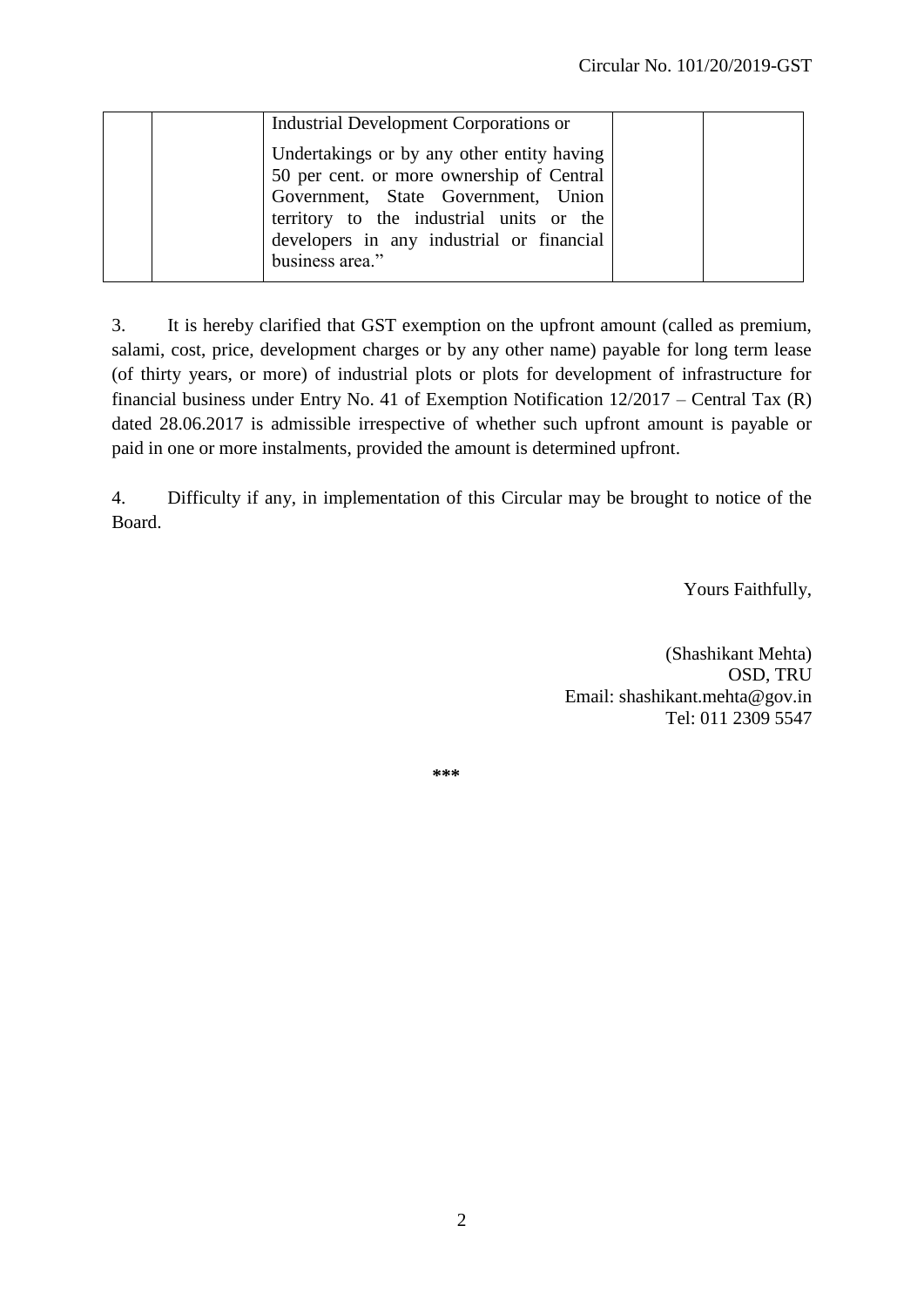| | | | | |
|---|---|---|---|---|
| | | Industrial Development Corporations or Undertakings or by any other entity having 50 per cent. or more ownership of Central Government, State Government, Union territory to the industrial units or the developers in any industrial or financial business area." | | |

3. It is hereby clarified that GST exemption on the upfront amount (called as premium, salami, cost, price, development charges or by any other name) payable for long term lease (of thirty years, or more) of industrial plots or plots for development of infrastructure for financial business under Entry No. 41 of Exemption Notification 12/2017 – Central Tax (R) dated 28.06.2017 is admissible irrespective of whether such upfront amount is payable or paid in one or more instalments, provided the amount is determined upfront.

4. Difficulty if any, in implementation of this Circular may be brought to notice of the Board.

Yours Faithfully,

(Shashikant Mehta)
OSD, TRU
Email: shashikant.mehta@gov.in
Tel: 011 2309 5547

***